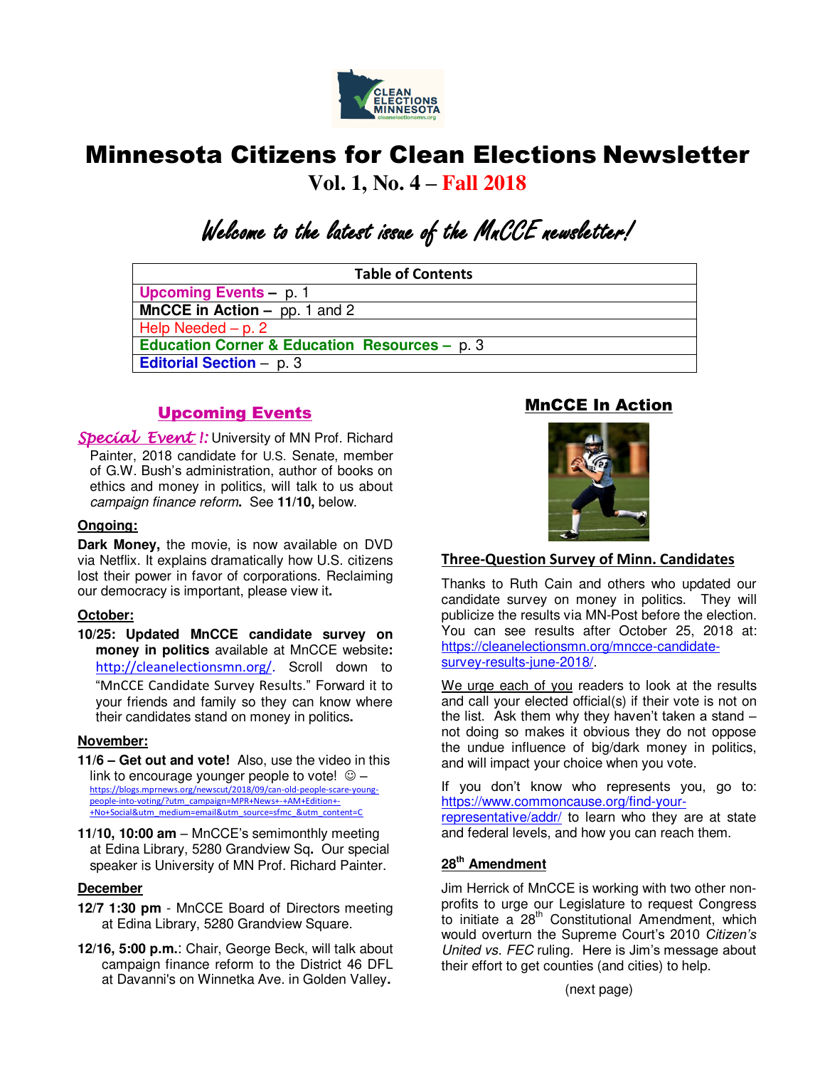# Minnesota Citizens for Clean Elections Newsletter

## Vol. 1, No. 4 – Fall 2018

*Welcome to the latest issue of the MnCCE newsletter!*

| Table of Contents |
| --- |
| Upcoming Events – p. 1 |
| MnCCE in Action – pp. 1 and 2 |
| Help Needed – p. 2 |
| Education Corner & Education Resources – p. 3 |
| Editorial Section – p. 3 |

## Upcoming Events

*Special Event !:* University of MN Prof. Richard Painter, 2018 candidate for U.S. Senate, member of G.W. Bush's administration, author of books on ethics and money in politics, will talk to us about *campaign finance reform***.** See **11/10,** below.

**Ongoing:**

**Dark Money,** the movie, is now available on DVD via Netflix. It explains dramatically how U.S. citizens lost their power in favor of corporations. Reclaiming our democracy is important, please view it**.**

**October:**

**10/25: Updated MnCCE candidate survey on money in politics** available at MnCCE website**:** http://cleanelectionsmn.org/. Scroll down to "MnCCE Candidate Survey Results." Forward it to your friends and family so they can know where their candidates stand on money in politics**.**

**November:**

**11/6 – Get out and vote!** Also, use the video in this link to encourage younger people to vote! ☺ – https://blogs.mprnews.org/newscut/2018/09/can-old-people-scare-young-people-into-voting/?utm_campaign=MPR+News+-+AM+Edition+-+No+Social&utm_medium=email&utm_source=sfmc_&utm_content=C

**11/10, 10:00 am** – MnCCE's semimonthly meeting at Edina Library, 5280 Grandview Sq**.** Our special speaker is University of MN Prof. Richard Painter.

**December**

**12/7 1:30 pm** - MnCCE Board of Directors meeting at Edina Library, 5280 Grandview Square.

**12/16, 5:00 p.m.**: Chair, George Beck, will talk about campaign finance reform to the District 46 DFL at Davanni's on Winnetka Ave. in Golden Valley**.**

## MnCCE In Action

### Three-Question Survey of Minn. Candidates

Thanks to Ruth Cain and others who updated our candidate survey on money in politics. They will publicize the results via MN-Post before the election. You can see results after October 25, 2018 at: https://cleanelectionsmn.org/mncce-candidate-survey-results-june-2018/.

We urge each of you readers to look at the results and call your elected official(s) if their vote is not on the list. Ask them why they haven't taken a stand – not doing so makes it obvious they do not oppose the undue influence of big/dark money in politics, and will impact your choice when you vote.

If you don't know who represents you, go to: https://www.commoncause.org/find-your-representative/addr/ to learn who they are at state and federal levels, and how you can reach them.

### 28th Amendment

Jim Herrick of MnCCE is working with two other non-profits to urge our Legislature to request Congress to initiate a 28th Constitutional Amendment, which would overturn the Supreme Court's 2010 *Citizen's United vs. FEC* ruling. Here is Jim's message about their effort to get counties (and cities) to help.

(next page)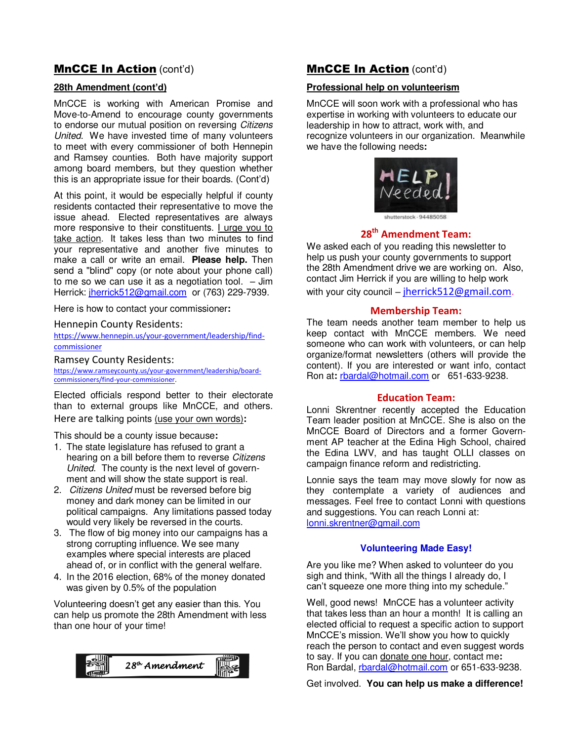## MnCCE In Action (cont'd)

### 28th Amendment (cont'd)

MnCCE is working with American Promise and Move-to-Amend to encourage county governments to endorse our mutual position on reversing *Citizens United*. We have invested time of many volunteers to meet with every commissioner of both Hennepin and Ramsey counties. Both have majority support among board members, but they question whether this is an appropriate issue for their boards. (Cont'd)

At this point, it would be especially helpful if county residents contacted their representative to move the issue ahead. Elected representatives are always more responsive to their constituents. I urge you to take action. It takes less than two minutes to find your representative and another five minutes to make a call or write an email. **Please help.** Then send a "blind" copy (or note about your phone call) to me so we can use it as a negotiation tool. – Jim Herrick: jherrick512@gmail.com or (763) 229-7939.

Here is how to contact your commissioner**:**

Hennepin County Residents:
https://www.hennepin.us/your-government/leadership/find-commissioner

Ramsey County Residents:
https://www.ramseycounty.us/your-government/leadership/board-commissioners/find-your-commissioner.

Elected officials respond better to their electorate than to external groups like MnCCE, and others. Here are talking points (use your own words)**:**

This should be a county issue because**:**

1. The state legislature has refused to grant a hearing on a bill before them to reverse *Citizens United*. The county is the next level of government and will show the state support is real.
2. *Citizens United* must be reversed before big money and dark money can be limited in our political campaigns. Any limitations passed today would very likely be reversed in the courts.
3. The flow of big money into our campaigns has a strong corrupting influence. We see many examples where special interests are placed ahead of, or in conflict with the general welfare.
4. In the 2016 election, 68% of the money donated was given by 0.5% of the population

Volunteering doesn't get any easier than this. You can help us promote the 28th Amendment with less than one hour of your time!

28th Amendment

## MnCCE In Action (cont'd)

### Professional help on volunteerism

MnCCE will soon work with a professional who has expertise in working with volunteers to educate our leadership in how to attract, work with, and recognize volunteers in our organization. Meanwhile we have the following needs**:**

HELP Needed!

shutterstock · 94485058

### 28th Amendment Team:

We asked each of you reading this newsletter to help us push your county governments to support the 28th Amendment drive we are working on. Also, contact Jim Herrick if you are willing to help work with your city council – jherrick512@gmail.com.

### Membership Team:

The team needs another team member to help us keep contact with MnCCE members. We need someone who can work with volunteers, or can help organize/format newsletters (others will provide the content). If you are interested or want info, contact Ron at**:** rbardal@hotmail.com or 651-633-9238.

### Education Team:

Lonni Skrentner recently accepted the Education Team leader position at MnCCE. She is also on the MnCCE Board of Directors and a former Government AP teacher at the Edina High School, chaired the Edina LWV, and has taught OLLI classes on campaign finance reform and redistricting.

Lonnie says the team may move slowly for now as they contemplate a variety of audiences and messages. Feel free to contact Lonni with questions and suggestions. You can reach Lonni at: lonni.skrentner@gmail.com

### Volunteering Made Easy!

Are you like me? When asked to volunteer do you sigh and think, "With all the things I already do, I can't squeeze one more thing into my schedule."

Well, good news! MnCCE has a volunteer activity that takes less than an hour a month! It is calling an elected official to request a specific action to support MnCCE's mission. We'll show you how to quickly reach the person to contact and even suggest words to say. If you can donate one hour, contact me**:** Ron Bardal, rbardal@hotmail.com or 651-633-9238.

Get involved. **You can help us make a difference!**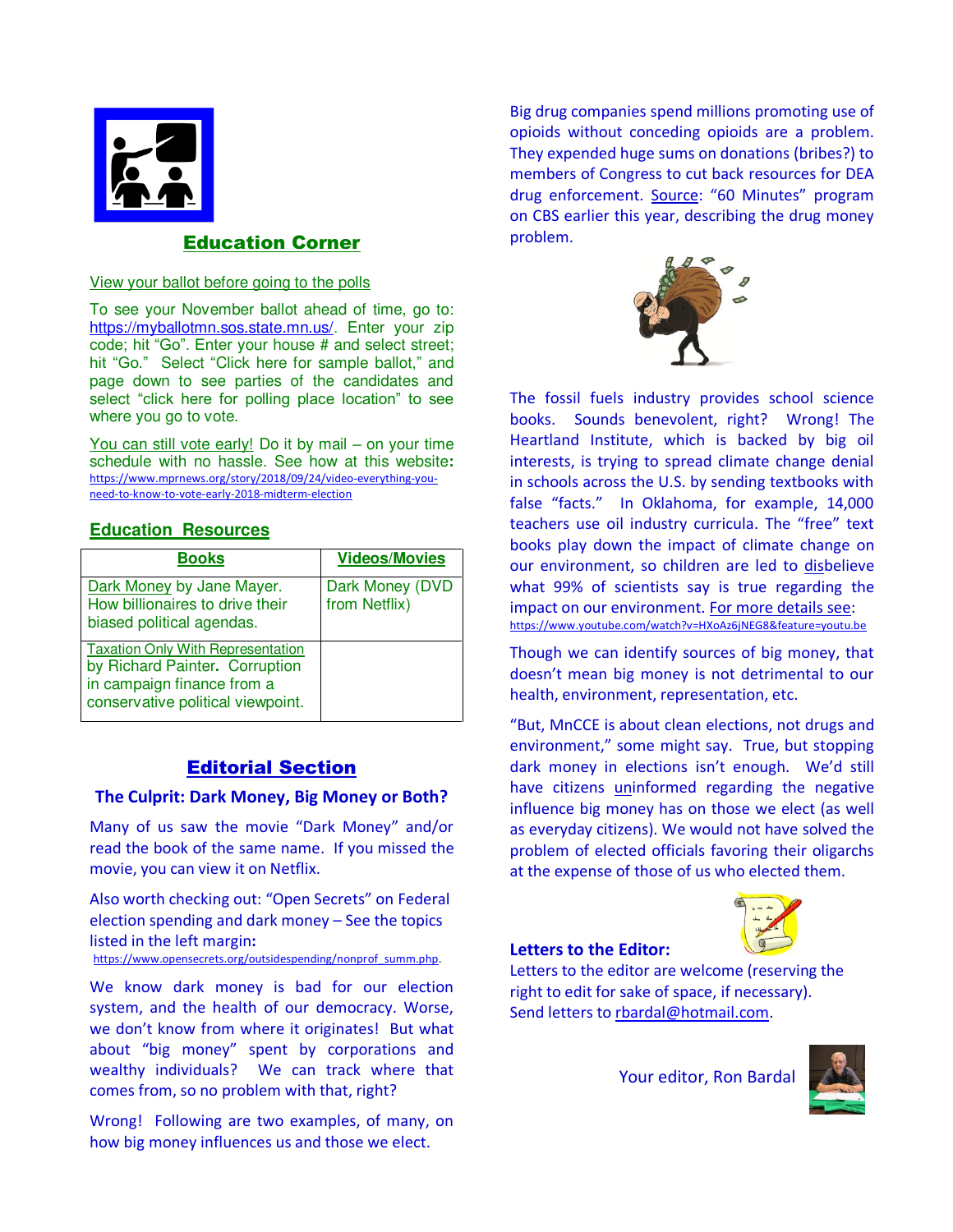## Education Corner

View your ballot before going to the polls

To see your November ballot ahead of time, go to: https://myballotmn.sos.state.mn.us/. Enter your zip code; hit "Go". Enter your house # and select street; hit "Go." Select "Click here for sample ballot," and page down to see parties of the candidates and select "click here for polling place location" to see where you go to vote.

You can still vote early! Do it by mail – on your time schedule with no hassle. See how at this website: https://www.mprnews.org/story/2018/09/24/video-everything-you-need-to-know-to-vote-early-2018-midterm-election

### Education Resources

| Books | Videos/Movies |
| --- | --- |
| Dark Money by Jane Mayer. How billionaires to drive their biased political agendas. | Dark Money (DVD from Netflix) |
| Taxation Only With Representation by Richard Painter. Corruption in campaign finance from a conservative political viewpoint. | |

## Editorial Section

### The Culprit: Dark Money, Big Money or Both?

Many of us saw the movie "Dark Money" and/or read the book of the same name. If you missed the movie, you can view it on Netflix.

Also worth checking out: "Open Secrets" on Federal election spending and dark money – See the topics listed in the left margin: https://www.opensecrets.org/outsidespending/nonprof_summ.php.

We know dark money is bad for our election system, and the health of our democracy. Worse, we don't know from where it originates! But what about "big money" spent by corporations and wealthy individuals? We can track where that comes from, so no problem with that, right?

Wrong! Following are two examples, of many, on how big money influences us and those we elect.

Big drug companies spend millions promoting use of opioids without conceding opioids are a problem. They expended huge sums on donations (bribes?) to members of Congress to cut back resources for DEA drug enforcement. Source: "60 Minutes" program on CBS earlier this year, describing the drug money problem.

The fossil fuels industry provides school science books. Sounds benevolent, right? Wrong! The Heartland Institute, which is backed by big oil interests, is trying to spread climate change denial in schools across the U.S. by sending textbooks with false "facts." In Oklahoma, for example, 14,000 teachers use oil industry curricula. The "free" text books play down the impact of climate change on our environment, so children are led to disbelieve what 99% of scientists say is true regarding the impact on our environment. For more details see: https://www.youtube.com/watch?v=HXoAz6jNEG8&feature=youtu.be

Though we can identify sources of big money, that doesn't mean big money is not detrimental to our health, environment, representation, etc.

"But, MnCCE is about clean elections, not drugs and environment," some might say. True, but stopping dark money in elections isn't enough. We'd still have citizens uninformed regarding the negative influence big money has on those we elect (as well as everyday citizens). We would not have solved the problem of elected officials favoring their oligarchs at the expense of those of us who elected them.

**Letters to the Editor:**
Letters to the editor are welcome (reserving the right to edit for sake of space, if necessary). Send letters to rbardal@hotmail.com.

Your editor, Ron Bardal